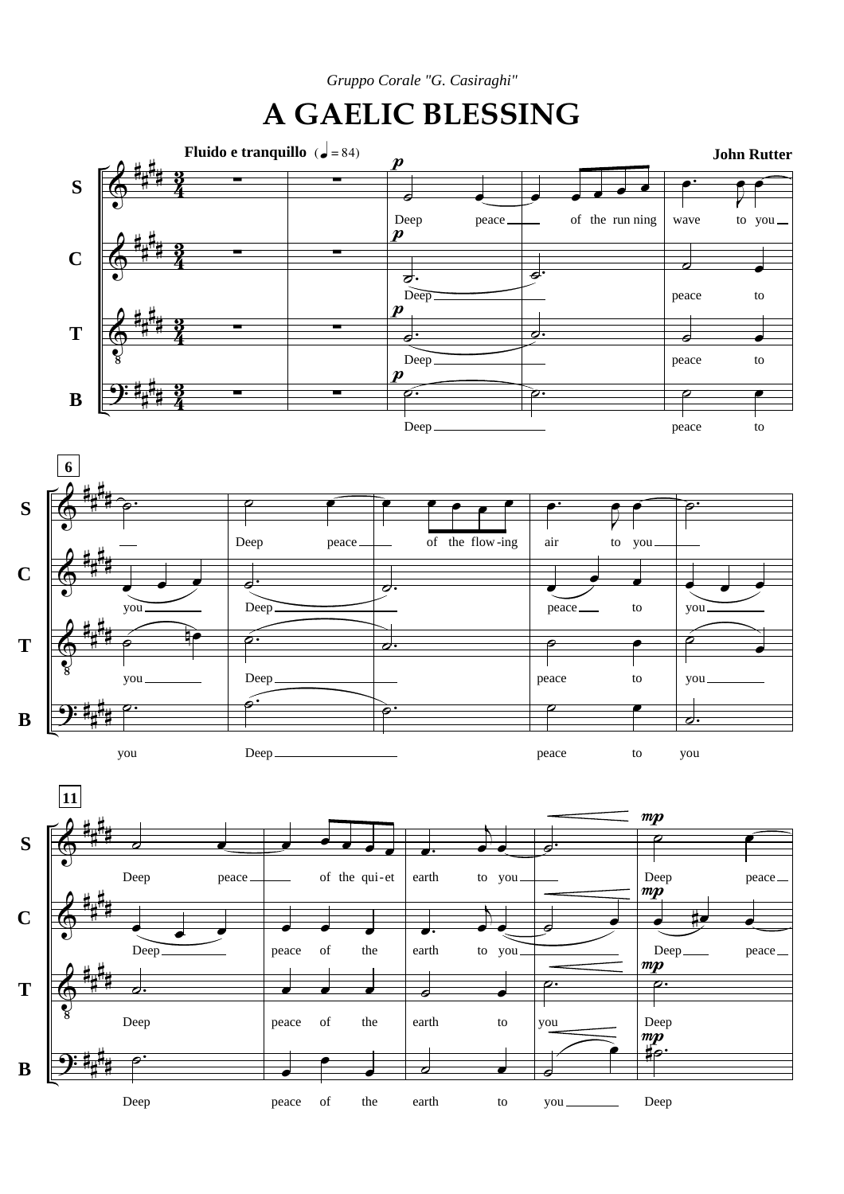*Gruppo Corale "G. Casiraghi"*

# A GAELIC BLESSING

**Fluido e tranquillo** (♩ = 84)

**John Rutter**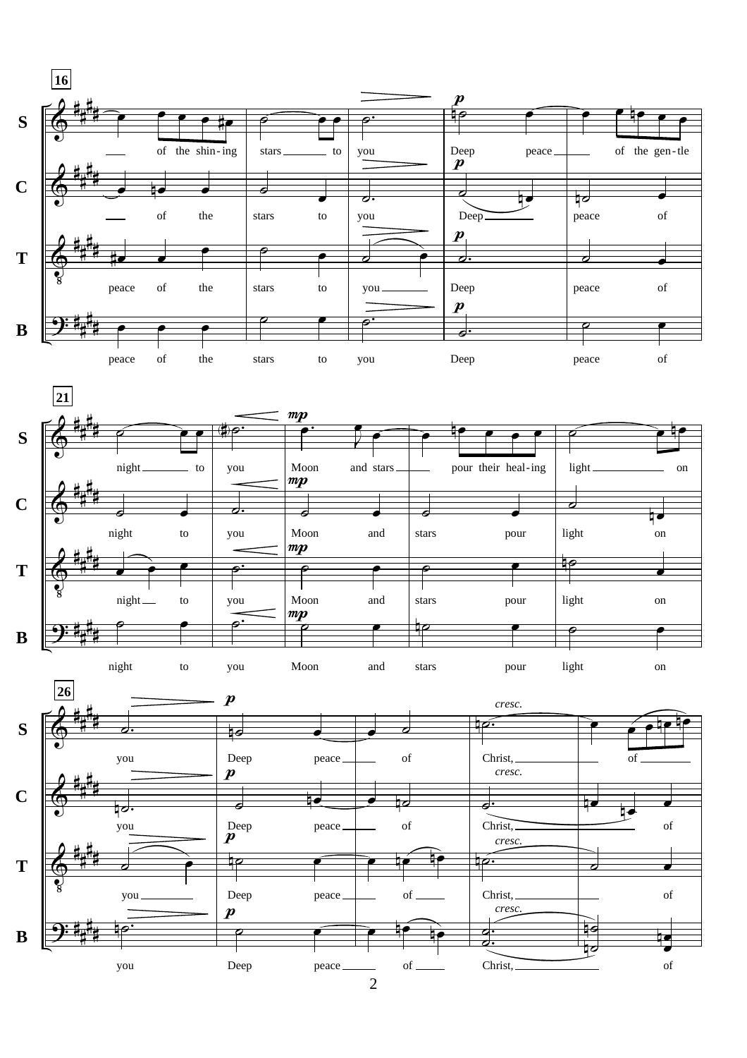**16**

S: of the shin-ing stars to you Deep peace of the gen-tle

C: of the stars to you Deep peace of

T: peace of the stars to you Deep peace of

B: peace of the stars to you Deep peace of

**21**

S: night to you Moon and stars pour their heal-ing light on

C: night to you Moon and stars pour light on

T: night to you Moon and stars pour light on

B: night to you Moon and stars pour light on

**26**

S: you Deep peace of Christ, of

C: you Deep peace of Christ, of

T: you Deep peace of Christ, of

B: you Deep peace of Christ, of